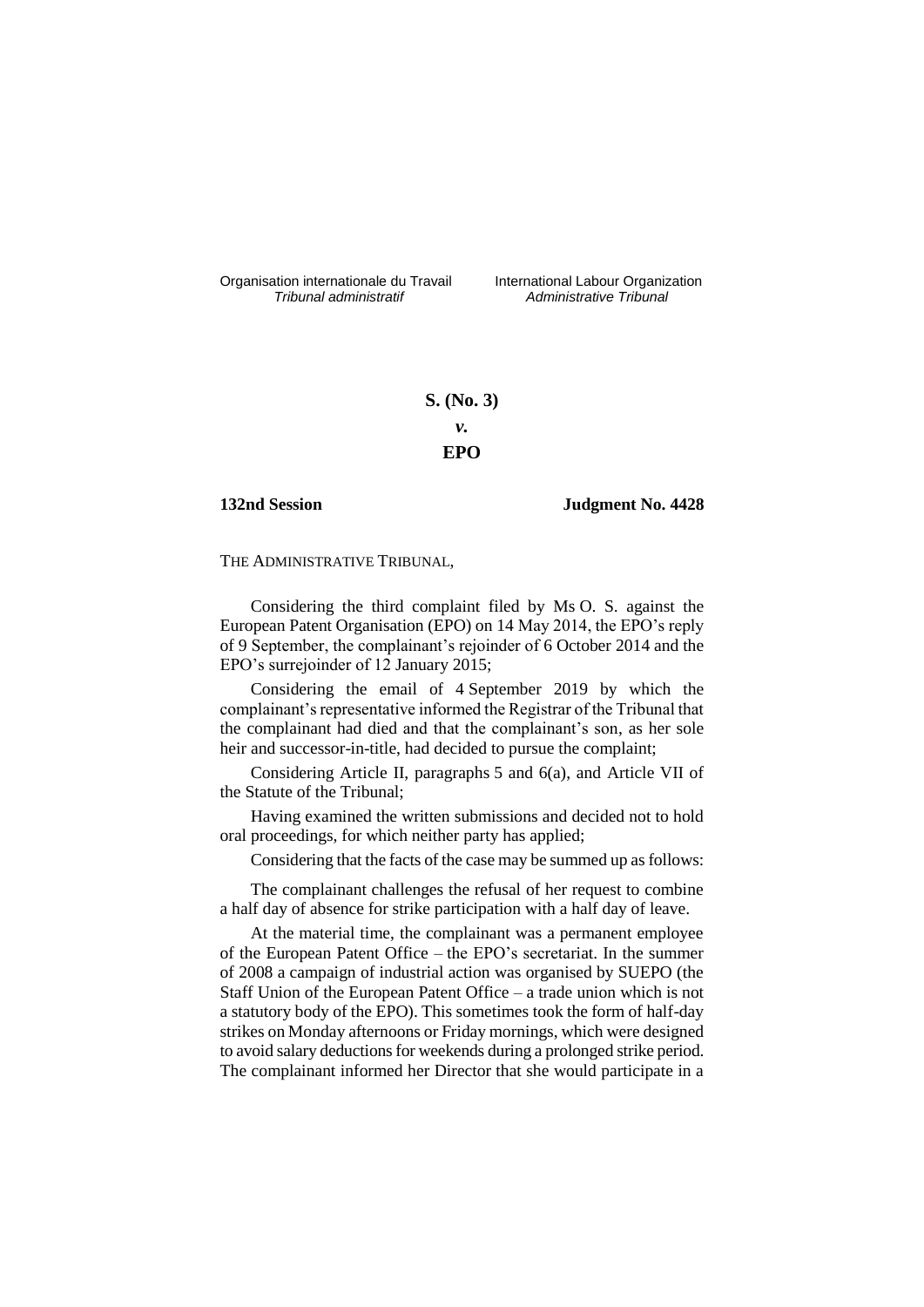Organisation internationale du Travail
*Tribunal administratif*

International Labour Organization
*Administrative Tribunal*

**S. (No. 3)**

***v.***

**EPO**

**132nd Session** **Judgment No. 4428**

THE ADMINISTRATIVE TRIBUNAL,

Considering the third complaint filed by Ms O. S. against the European Patent Organisation (EPO) on 14 May 2014, the EPO's reply of 9 September, the complainant's rejoinder of 6 October 2014 and the EPO's surrejoinder of 12 January 2015;

Considering the email of 4 September 2019 by which the complainant's representative informed the Registrar of the Tribunal that the complainant had died and that the complainant's son, as her sole heir and successor-in-title, had decided to pursue the complaint;

Considering Article II, paragraphs 5 and 6(a), and Article VII of the Statute of the Tribunal;

Having examined the written submissions and decided not to hold oral proceedings, for which neither party has applied;

Considering that the facts of the case may be summed up as follows:

The complainant challenges the refusal of her request to combine a half day of absence for strike participation with a half day of leave.

At the material time, the complainant was a permanent employee of the European Patent Office – the EPO's secretariat. In the summer of 2008 a campaign of industrial action was organised by SUEPO (the Staff Union of the European Patent Office – a trade union which is not a statutory body of the EPO). This sometimes took the form of half-day strikes on Monday afternoons or Friday mornings, which were designed to avoid salary deductions for weekends during a prolonged strike period. The complainant informed her Director that she would participate in a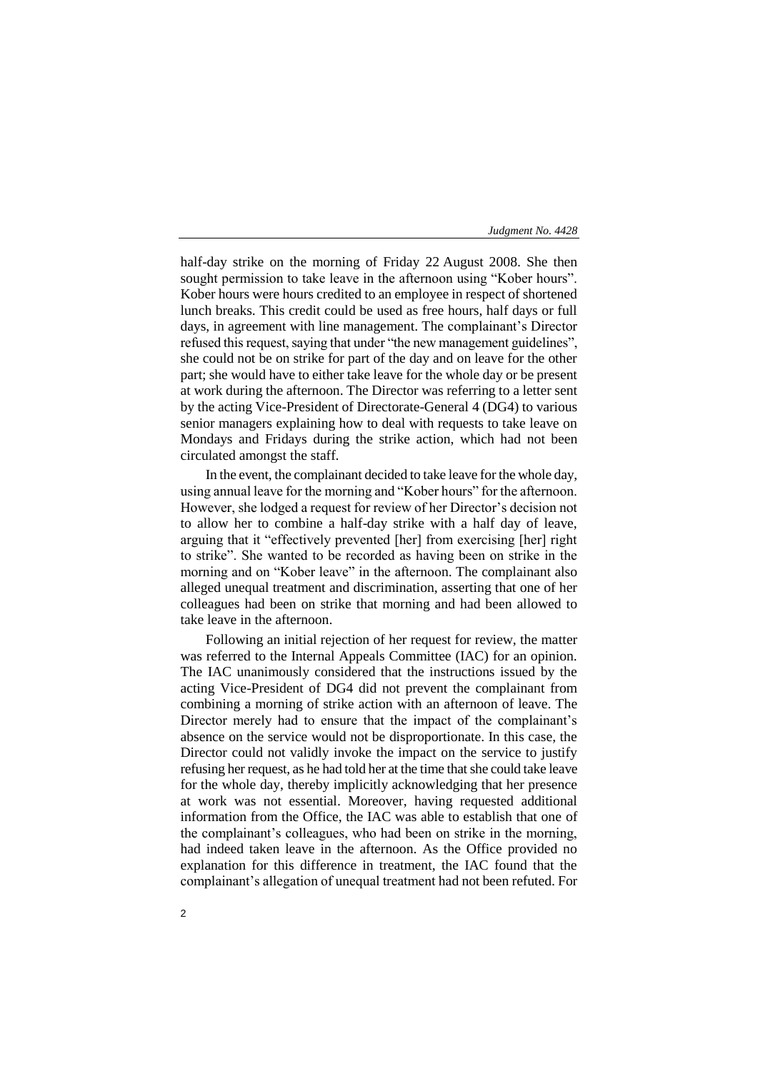half-day strike on the morning of Friday 22 August 2008. She then sought permission to take leave in the afternoon using "Kober hours". Kober hours were hours credited to an employee in respect of shortened lunch breaks. This credit could be used as free hours, half days or full days, in agreement with line management. The complainant's Director refused this request, saying that under "the new management guidelines", she could not be on strike for part of the day and on leave for the other part; she would have to either take leave for the whole day or be present at work during the afternoon. The Director was referring to a letter sent by the acting Vice-President of Directorate-General 4 (DG4) to various senior managers explaining how to deal with requests to take leave on Mondays and Fridays during the strike action, which had not been circulated amongst the staff.

In the event, the complainant decided to take leave for the whole day, using annual leave for the morning and "Kober hours" for the afternoon. However, she lodged a request for review of her Director's decision not to allow her to combine a half-day strike with a half day of leave, arguing that it "effectively prevented [her] from exercising [her] right to strike". She wanted to be recorded as having been on strike in the morning and on "Kober leave" in the afternoon. The complainant also alleged unequal treatment and discrimination, asserting that one of her colleagues had been on strike that morning and had been allowed to take leave in the afternoon.

Following an initial rejection of her request for review, the matter was referred to the Internal Appeals Committee (IAC) for an opinion. The IAC unanimously considered that the instructions issued by the acting Vice-President of DG4 did not prevent the complainant from combining a morning of strike action with an afternoon of leave. The Director merely had to ensure that the impact of the complainant's absence on the service would not be disproportionate. In this case, the Director could not validly invoke the impact on the service to justify refusing her request, as he had told her at the time that she could take leave for the whole day, thereby implicitly acknowledging that her presence at work was not essential. Moreover, having requested additional information from the Office, the IAC was able to establish that one of the complainant's colleagues, who had been on strike in the morning, had indeed taken leave in the afternoon. As the Office provided no explanation for this difference in treatment, the IAC found that the complainant's allegation of unequal treatment had not been refuted. For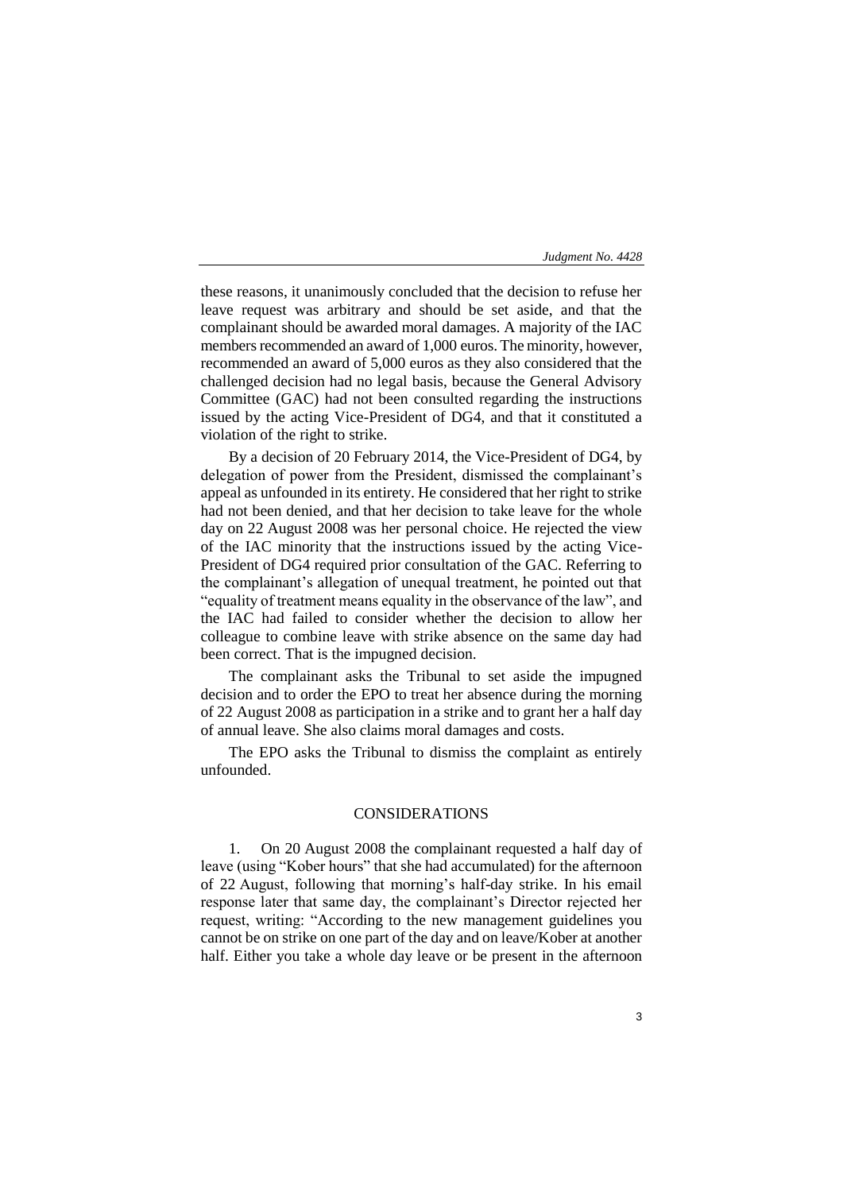these reasons, it unanimously concluded that the decision to refuse her leave request was arbitrary and should be set aside, and that the complainant should be awarded moral damages. A majority of the IAC members recommended an award of 1,000 euros. The minority, however, recommended an award of 5,000 euros as they also considered that the challenged decision had no legal basis, because the General Advisory Committee (GAC) had not been consulted regarding the instructions issued by the acting Vice-President of DG4, and that it constituted a violation of the right to strike.

By a decision of 20 February 2014, the Vice-President of DG4, by delegation of power from the President, dismissed the complainant's appeal as unfounded in its entirety. He considered that her right to strike had not been denied, and that her decision to take leave for the whole day on 22 August 2008 was her personal choice. He rejected the view of the IAC minority that the instructions issued by the acting Vice-President of DG4 required prior consultation of the GAC. Referring to the complainant's allegation of unequal treatment, he pointed out that "equality of treatment means equality in the observance of the law", and the IAC had failed to consider whether the decision to allow her colleague to combine leave with strike absence on the same day had been correct. That is the impugned decision.

The complainant asks the Tribunal to set aside the impugned decision and to order the EPO to treat her absence during the morning of 22 August 2008 as participation in a strike and to grant her a half day of annual leave. She also claims moral damages and costs.

The EPO asks the Tribunal to dismiss the complaint as entirely unfounded.

## CONSIDERATIONS

1. On 20 August 2008 the complainant requested a half day of leave (using "Kober hours" that she had accumulated) for the afternoon of 22 August, following that morning's half-day strike. In his email response later that same day, the complainant's Director rejected her request, writing: "According to the new management guidelines you cannot be on strike on one part of the day and on leave/Kober at another half. Either you take a whole day leave or be present in the afternoon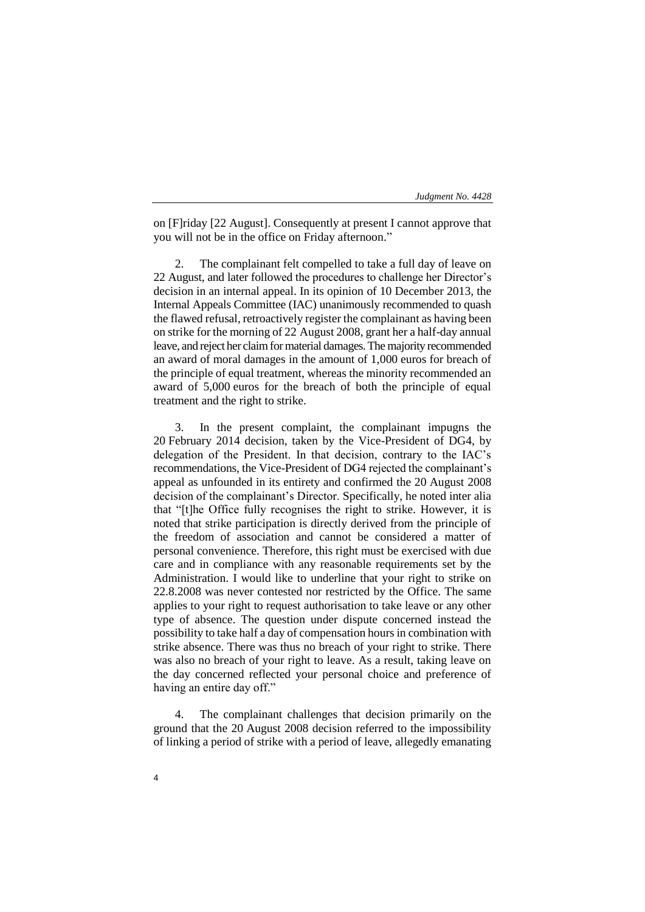on [F]riday [22 August]. Consequently at present I cannot approve that you will not be in the office on Friday afternoon."

2. The complainant felt compelled to take a full day of leave on 22 August, and later followed the procedures to challenge her Director's decision in an internal appeal. In its opinion of 10 December 2013, the Internal Appeals Committee (IAC) unanimously recommended to quash the flawed refusal, retroactively register the complainant as having been on strike for the morning of 22 August 2008, grant her a half-day annual leave, and reject her claim for material damages. The majority recommended an award of moral damages in the amount of 1,000 euros for breach of the principle of equal treatment, whereas the minority recommended an award of 5,000 euros for the breach of both the principle of equal treatment and the right to strike.

3. In the present complaint, the complainant impugns the 20 February 2014 decision, taken by the Vice-President of DG4, by delegation of the President. In that decision, contrary to the IAC's recommendations, the Vice-President of DG4 rejected the complainant's appeal as unfounded in its entirety and confirmed the 20 August 2008 decision of the complainant's Director. Specifically, he noted inter alia that "[t]he Office fully recognises the right to strike. However, it is noted that strike participation is directly derived from the principle of the freedom of association and cannot be considered a matter of personal convenience. Therefore, this right must be exercised with due care and in compliance with any reasonable requirements set by the Administration. I would like to underline that your right to strike on 22.8.2008 was never contested nor restricted by the Office. The same applies to your right to request authorisation to take leave or any other type of absence. The question under dispute concerned instead the possibility to take half a day of compensation hours in combination with strike absence. There was thus no breach of your right to strike. There was also no breach of your right to leave. As a result, taking leave on the day concerned reflected your personal choice and preference of having an entire day off."

4. The complainant challenges that decision primarily on the ground that the 20 August 2008 decision referred to the impossibility of linking a period of strike with a period of leave, allegedly emanating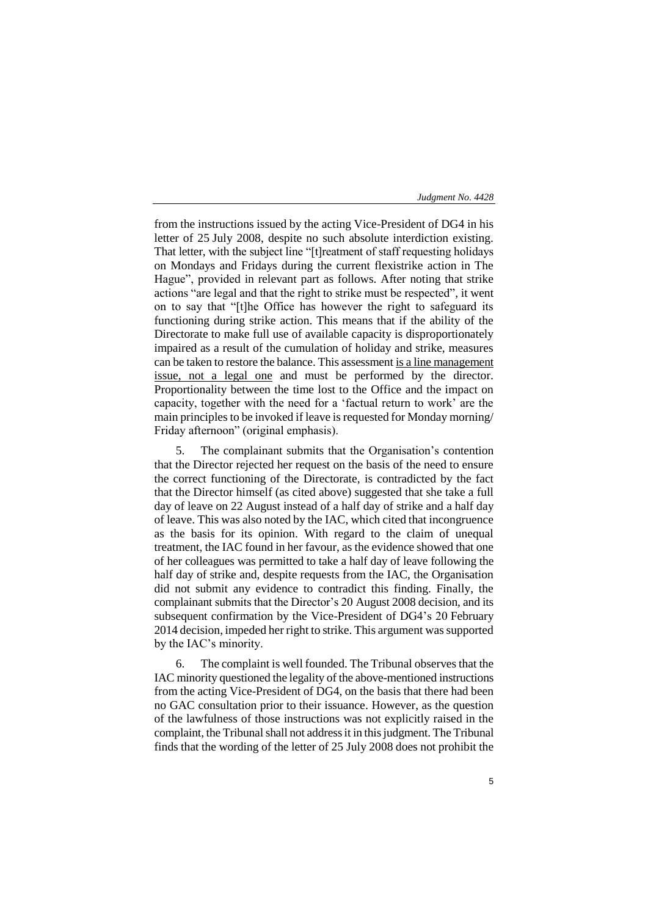from the instructions issued by the acting Vice-President of DG4 in his letter of 25 July 2008, despite no such absolute interdiction existing. That letter, with the subject line "[t]reatment of staff requesting holidays on Mondays and Fridays during the current flexistrike action in The Hague", provided in relevant part as follows. After noting that strike actions "are legal and that the right to strike must be respected", it went on to say that "[t]he Office has however the right to safeguard its functioning during strike action. This means that if the ability of the Directorate to make full use of available capacity is disproportionately impaired as a result of the cumulation of holiday and strike, measures can be taken to restore the balance. This assessment <u>is a line management issue, not a legal one</u> and must be performed by the director. Proportionality between the time lost to the Office and the impact on capacity, together with the need for a 'factual return to work' are the main principles to be invoked if leave is requested for Monday morning/ Friday afternoon" (original emphasis).

5. The complainant submits that the Organisation's contention that the Director rejected her request on the basis of the need to ensure the correct functioning of the Directorate, is contradicted by the fact that the Director himself (as cited above) suggested that she take a full day of leave on 22 August instead of a half day of strike and a half day of leave. This was also noted by the IAC, which cited that incongruence as the basis for its opinion. With regard to the claim of unequal treatment, the IAC found in her favour, as the evidence showed that one of her colleagues was permitted to take a half day of leave following the half day of strike and, despite requests from the IAC, the Organisation did not submit any evidence to contradict this finding. Finally, the complainant submits that the Director's 20 August 2008 decision, and its subsequent confirmation by the Vice-President of DG4's 20 February 2014 decision, impeded her right to strike. This argument was supported by the IAC's minority.

6. The complaint is well founded. The Tribunal observes that the IAC minority questioned the legality of the above-mentioned instructions from the acting Vice-President of DG4, on the basis that there had been no GAC consultation prior to their issuance. However, as the question of the lawfulness of those instructions was not explicitly raised in the complaint, the Tribunal shall not address it in this judgment. The Tribunal finds that the wording of the letter of 25 July 2008 does not prohibit the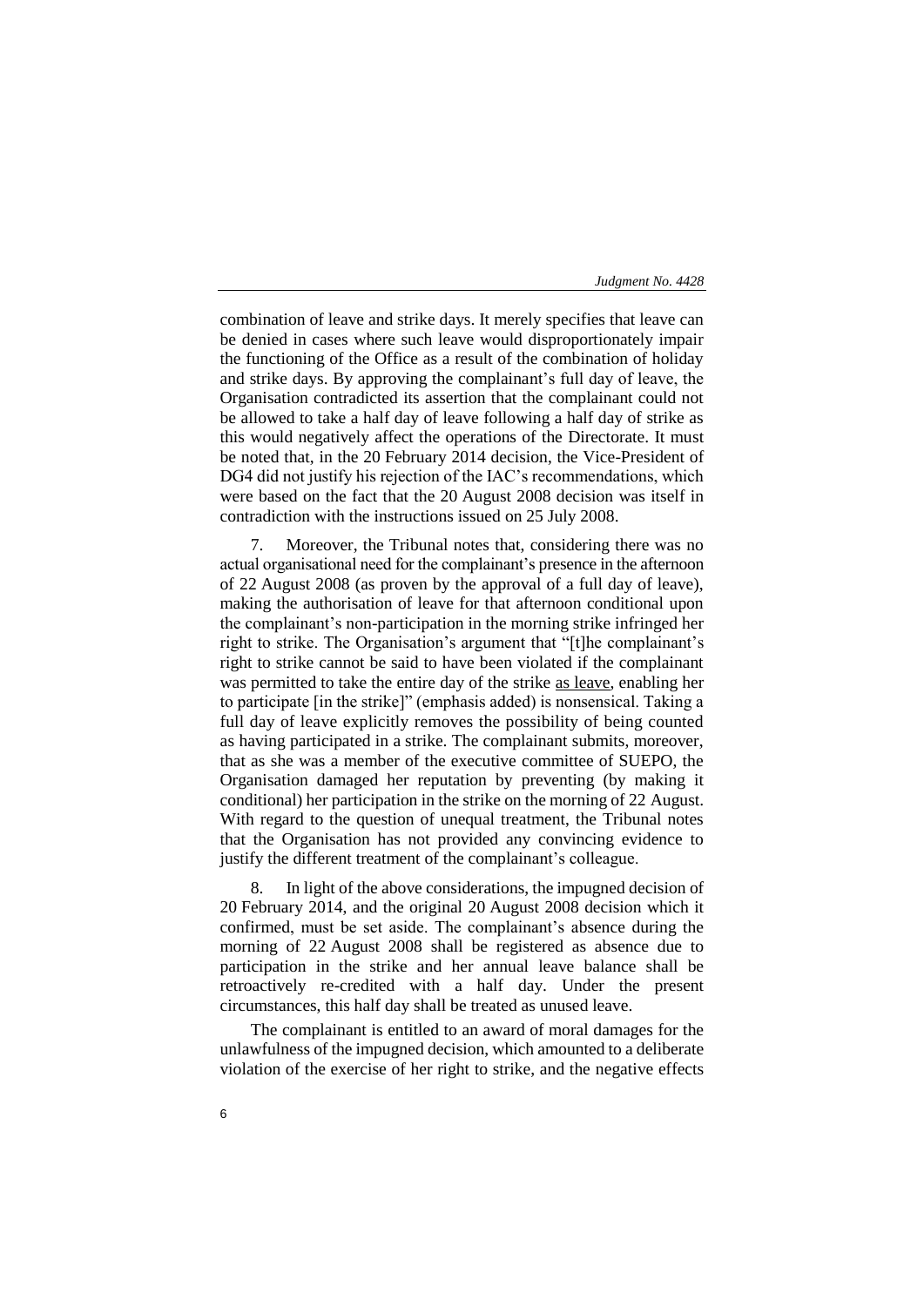combination of leave and strike days. It merely specifies that leave can be denied in cases where such leave would disproportionately impair the functioning of the Office as a result of the combination of holiday and strike days. By approving the complainant's full day of leave, the Organisation contradicted its assertion that the complainant could not be allowed to take a half day of leave following a half day of strike as this would negatively affect the operations of the Directorate. It must be noted that, in the 20 February 2014 decision, the Vice-President of DG4 did not justify his rejection of the IAC's recommendations, which were based on the fact that the 20 August 2008 decision was itself in contradiction with the instructions issued on 25 July 2008.

7. Moreover, the Tribunal notes that, considering there was no actual organisational need for the complainant's presence in the afternoon of 22 August 2008 (as proven by the approval of a full day of leave), making the authorisation of leave for that afternoon conditional upon the complainant's non-participation in the morning strike infringed her right to strike. The Organisation's argument that "[t]he complainant's right to strike cannot be said to have been violated if the complainant was permitted to take the entire day of the strike <u>as leave</u>, enabling her to participate [in the strike]" (emphasis added) is nonsensical. Taking a full day of leave explicitly removes the possibility of being counted as having participated in a strike. The complainant submits, moreover, that as she was a member of the executive committee of SUEPO, the Organisation damaged her reputation by preventing (by making it conditional) her participation in the strike on the morning of 22 August. With regard to the question of unequal treatment, the Tribunal notes that the Organisation has not provided any convincing evidence to justify the different treatment of the complainant's colleague.

8. In light of the above considerations, the impugned decision of 20 February 2014, and the original 20 August 2008 decision which it confirmed, must be set aside. The complainant's absence during the morning of 22 August 2008 shall be registered as absence due to participation in the strike and her annual leave balance shall be retroactively re-credited with a half day. Under the present circumstances, this half day shall be treated as unused leave.

The complainant is entitled to an award of moral damages for the unlawfulness of the impugned decision, which amounted to a deliberate violation of the exercise of her right to strike, and the negative effects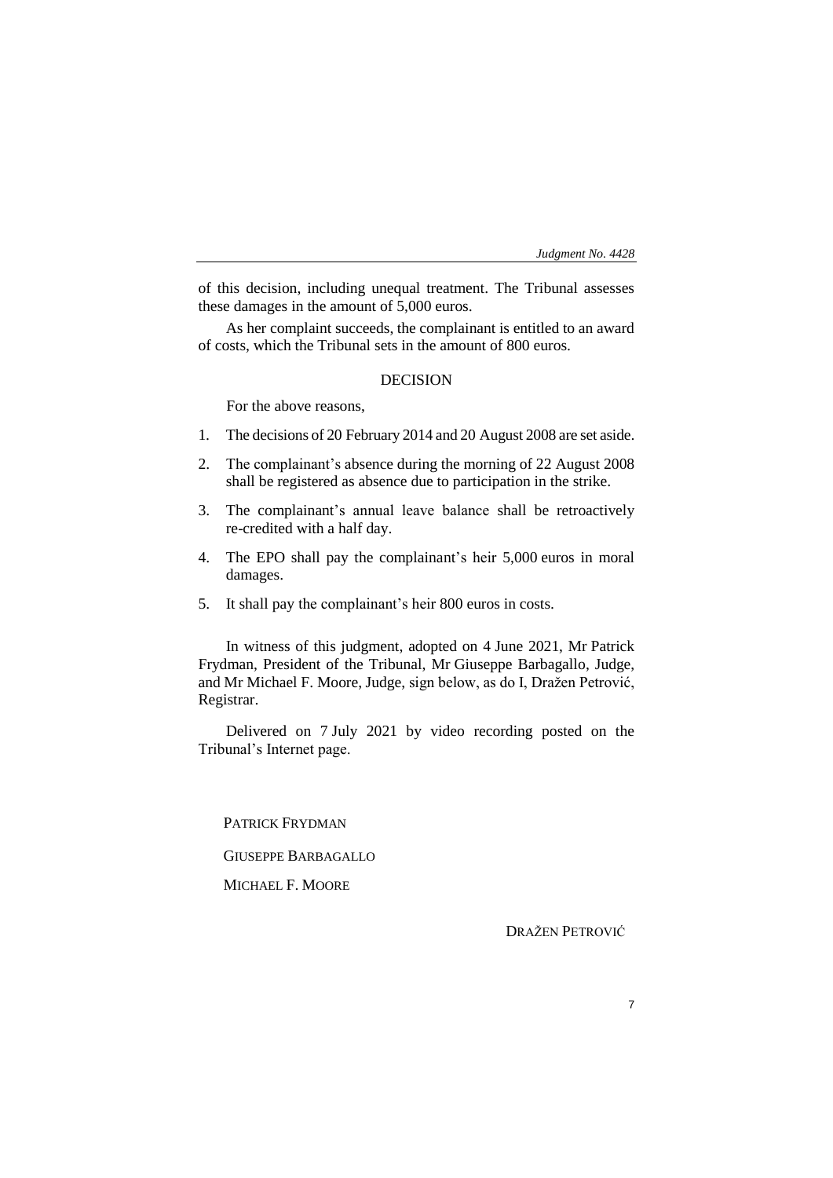of this decision, including unequal treatment. The Tribunal assesses these damages in the amount of 5,000 euros.

As her complaint succeeds, the complainant is entitled to an award of costs, which the Tribunal sets in the amount of 800 euros.

## DECISION

For the above reasons,

1. The decisions of 20 February 2014 and 20 August 2008 are set aside.
2. The complainant's absence during the morning of 22 August 2008 shall be registered as absence due to participation in the strike.
3. The complainant's annual leave balance shall be retroactively re-credited with a half day.
4. The EPO shall pay the complainant's heir 5,000 euros in moral damages.
5. It shall pay the complainant's heir 800 euros in costs.

In witness of this judgment, adopted on 4 June 2021, Mr Patrick Frydman, President of the Tribunal, Mr Giuseppe Barbagallo, Judge, and Mr Michael F. Moore, Judge, sign below, as do I, Dražen Petrović, Registrar.

Delivered on 7 July 2021 by video recording posted on the Tribunal's Internet page.

PATRICK FRYDMAN

GIUSEPPE BARBAGALLO

MICHAEL F. MOORE

DRAŽEN PETROVIĆ